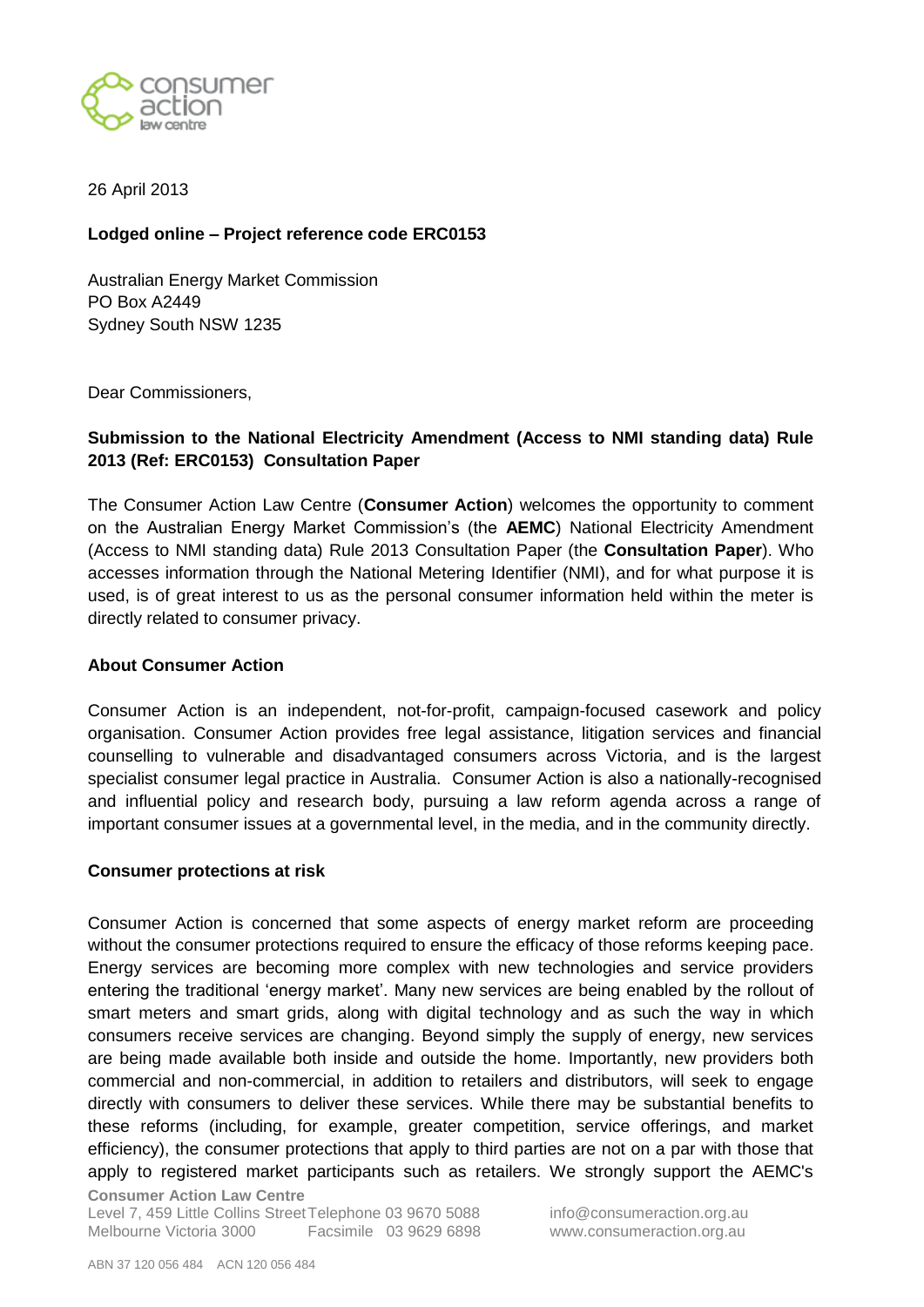26 April 2013

**Lodged online – Project reference code ERC0153**

Australian Energy Market Commission
PO Box A2449
Sydney South NSW 1235

Dear Commissioners,

**Submission to the National Electricity Amendment (Access to NMI standing data) Rule 2013 (Ref: ERC0153) Consultation Paper**

The Consumer Action Law Centre (**Consumer Action**) welcomes the opportunity to comment on the Australian Energy Market Commission's (the **AEMC**) National Electricity Amendment (Access to NMI standing data) Rule 2013 Consultation Paper (the **Consultation Paper**). Who accesses information through the National Metering Identifier (NMI), and for what purpose it is used, is of great interest to us as the personal consumer information held within the meter is directly related to consumer privacy.

**About Consumer Action**

Consumer Action is an independent, not-for-profit, campaign-focused casework and policy organisation. Consumer Action provides free legal assistance, litigation services and financial counselling to vulnerable and disadvantaged consumers across Victoria, and is the largest specialist consumer legal practice in Australia. Consumer Action is also a nationally-recognised and influential policy and research body, pursuing a law reform agenda across a range of important consumer issues at a governmental level, in the media, and in the community directly.

**Consumer protections at risk**

Consumer Action is concerned that some aspects of energy market reform are proceeding without the consumer protections required to ensure the efficacy of those reforms keeping pace. Energy services are becoming more complex with new technologies and service providers entering the traditional 'energy market'. Many new services are being enabled by the rollout of smart meters and smart grids, along with digital technology and as such the way in which consumers receive services are changing. Beyond simply the supply of energy, new services are being made available both inside and outside the home. Importantly, new providers both commercial and non-commercial, in addition to retailers and distributors, will seek to engage directly with consumers to deliver these services. While there may be substantial benefits to these reforms (including, for example, greater competition, service offerings, and market efficiency), the consumer protections that apply to third parties are not on a par with those that apply to registered market participants such as retailers. We strongly support the AEMC's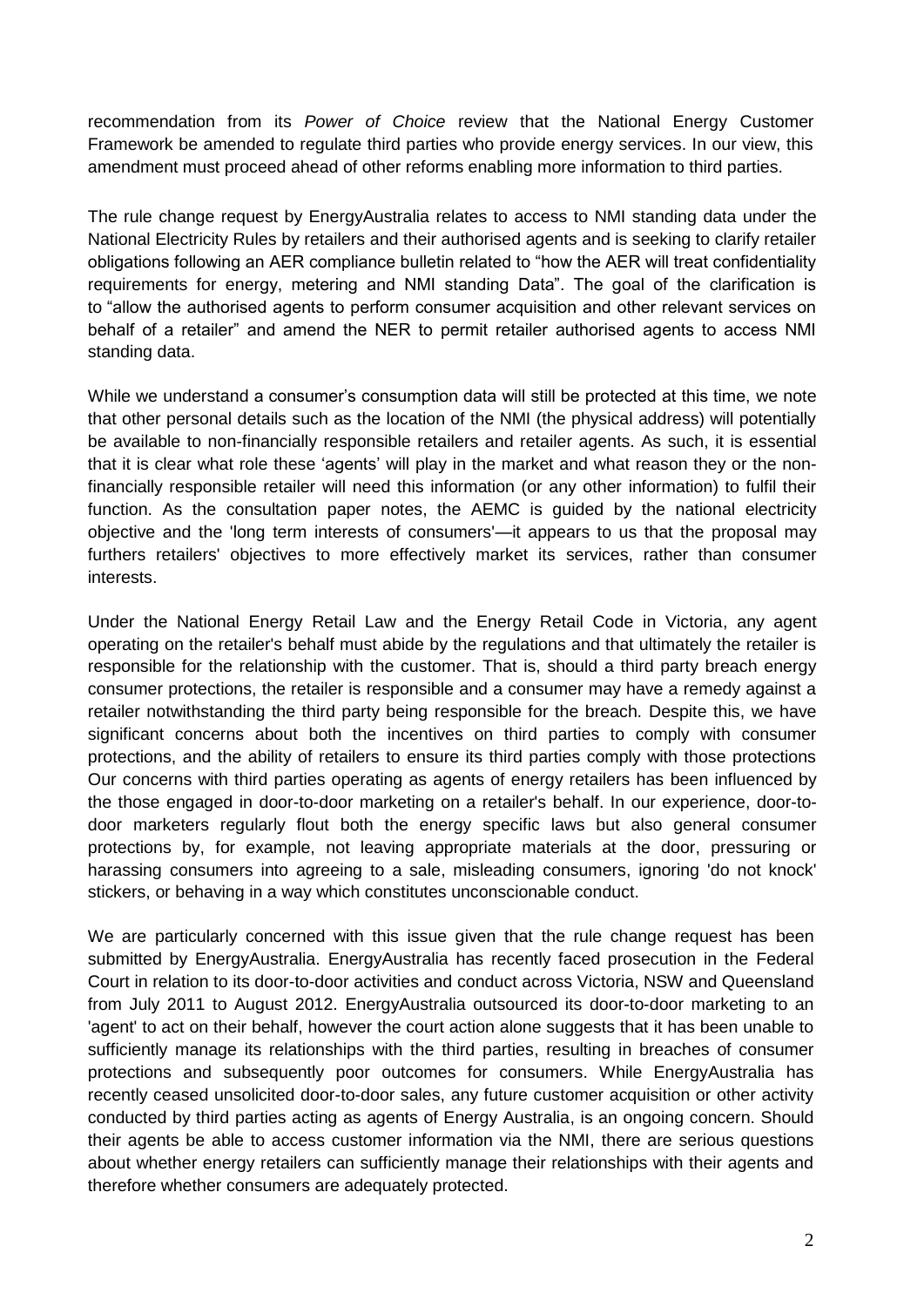recommendation from its *Power of Choice* review that the National Energy Customer Framework be amended to regulate third parties who provide energy services. In our view, this amendment must proceed ahead of other reforms enabling more information to third parties.

The rule change request by EnergyAustralia relates to access to NMI standing data under the National Electricity Rules by retailers and their authorised agents and is seeking to clarify retailer obligations following an AER compliance bulletin related to "how the AER will treat confidentiality requirements for energy, metering and NMI standing Data". The goal of the clarification is to "allow the authorised agents to perform consumer acquisition and other relevant services on behalf of a retailer" and amend the NER to permit retailer authorised agents to access NMI standing data.

While we understand a consumer's consumption data will still be protected at this time, we note that other personal details such as the location of the NMI (the physical address) will potentially be available to non-financially responsible retailers and retailer agents. As such, it is essential that it is clear what role these 'agents' will play in the market and what reason they or the non-financially responsible retailer will need this information (or any other information) to fulfil their function. As the consultation paper notes, the AEMC is guided by the national electricity objective and the 'long term interests of consumers'—it appears to us that the proposal may furthers retailers' objectives to more effectively market its services, rather than consumer interests.

Under the National Energy Retail Law and the Energy Retail Code in Victoria, any agent operating on the retailer's behalf must abide by the regulations and that ultimately the retailer is responsible for the relationship with the customer. That is, should a third party breach energy consumer protections, the retailer is responsible and a consumer may have a remedy against a retailer notwithstanding the third party being responsible for the breach. Despite this, we have significant concerns about both the incentives on third parties to comply with consumer protections, and the ability of retailers to ensure its third parties comply with those protections Our concerns with third parties operating as agents of energy retailers has been influenced by the those engaged in door-to-door marketing on a retailer's behalf. In our experience, door-to-door marketers regularly flout both the energy specific laws but also general consumer protections by, for example, not leaving appropriate materials at the door, pressuring or harassing consumers into agreeing to a sale, misleading consumers, ignoring 'do not knock' stickers, or behaving in a way which constitutes unconscionable conduct.

We are particularly concerned with this issue given that the rule change request has been submitted by EnergyAustralia. EnergyAustralia has recently faced prosecution in the Federal Court in relation to its door-to-door activities and conduct across Victoria, NSW and Queensland from July 2011 to August 2012. EnergyAustralia outsourced its door-to-door marketing to an 'agent' to act on their behalf, however the court action alone suggests that it has been unable to sufficiently manage its relationships with the third parties, resulting in breaches of consumer protections and subsequently poor outcomes for consumers. While EnergyAustralia has recently ceased unsolicited door-to-door sales, any future customer acquisition or other activity conducted by third parties acting as agents of Energy Australia, is an ongoing concern. Should their agents be able to access customer information via the NMI, there are serious questions about whether energy retailers can sufficiently manage their relationships with their agents and therefore whether consumers are adequately protected.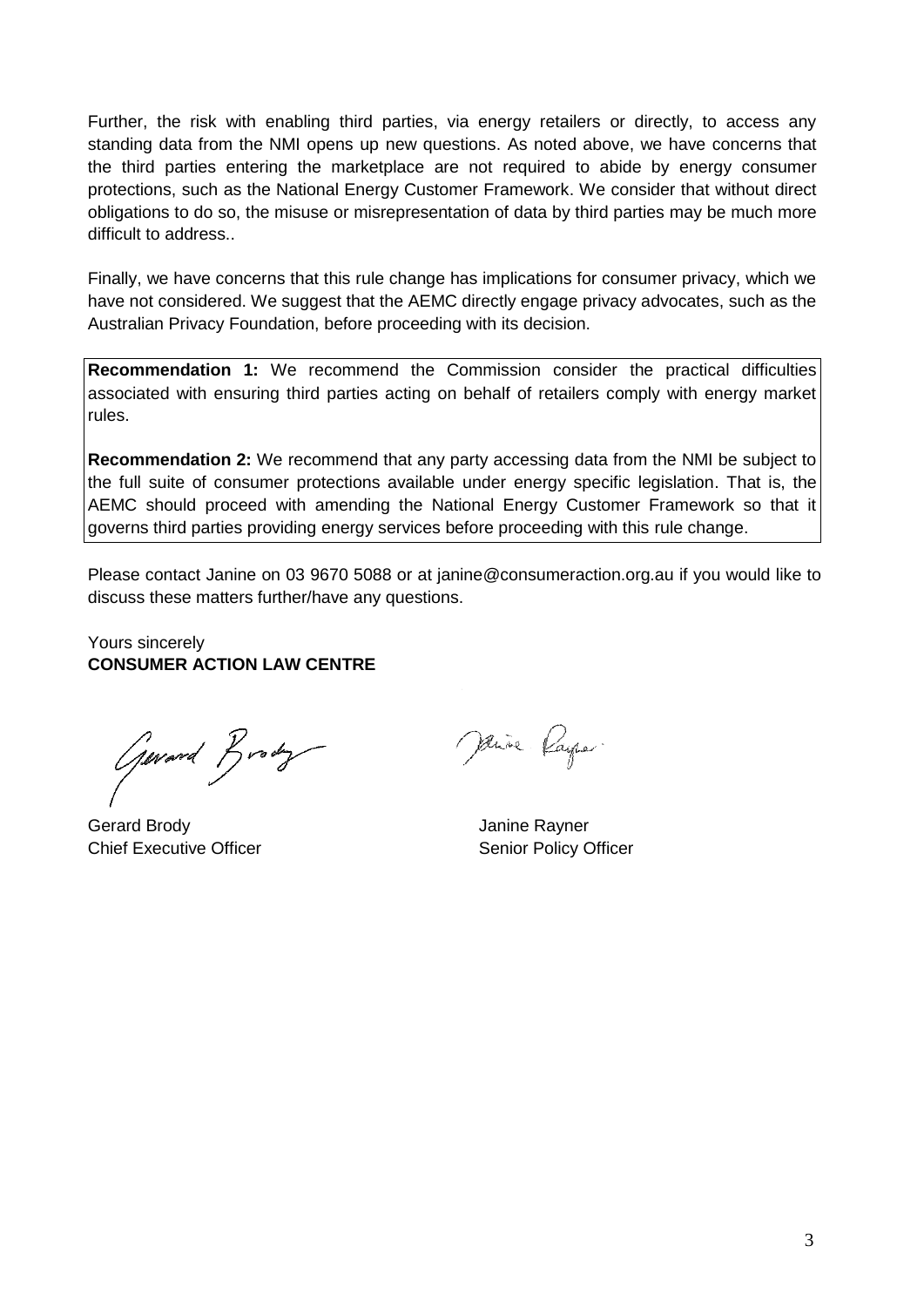Further, the risk with enabling third parties, via energy retailers or directly, to access any standing data from the NMI opens up new questions. As noted above, we have concerns that the third parties entering the marketplace are not required to abide by energy consumer protections, such as the National Energy Customer Framework. We consider that without direct obligations to do so, the misuse or misrepresentation of data by third parties may be much more difficult to address..

Finally, we have concerns that this rule change has implications for consumer privacy, which we have not considered. We suggest that the AEMC directly engage privacy advocates, such as the Australian Privacy Foundation, before proceeding with its decision.

**Recommendation 1:** We recommend the Commission consider the practical difficulties associated with ensuring third parties acting on behalf of retailers comply with energy market rules.

**Recommendation 2:** We recommend that any party accessing data from the NMI be subject to the full suite of consumer protections available under energy specific legislation. That is, the AEMC should proceed with amending the National Energy Customer Framework so that it governs third parties providing energy services before proceeding with this rule change.

Please contact Janine on 03 9670 5088 or at janine@consumeraction.org.au if you would like to discuss these matters further/have any questions.

Yours sincerely
**CONSUMER ACTION LAW CENTRE**

Gerard Brody
Chief Executive Officer

Janine Rayner
Senior Policy Officer